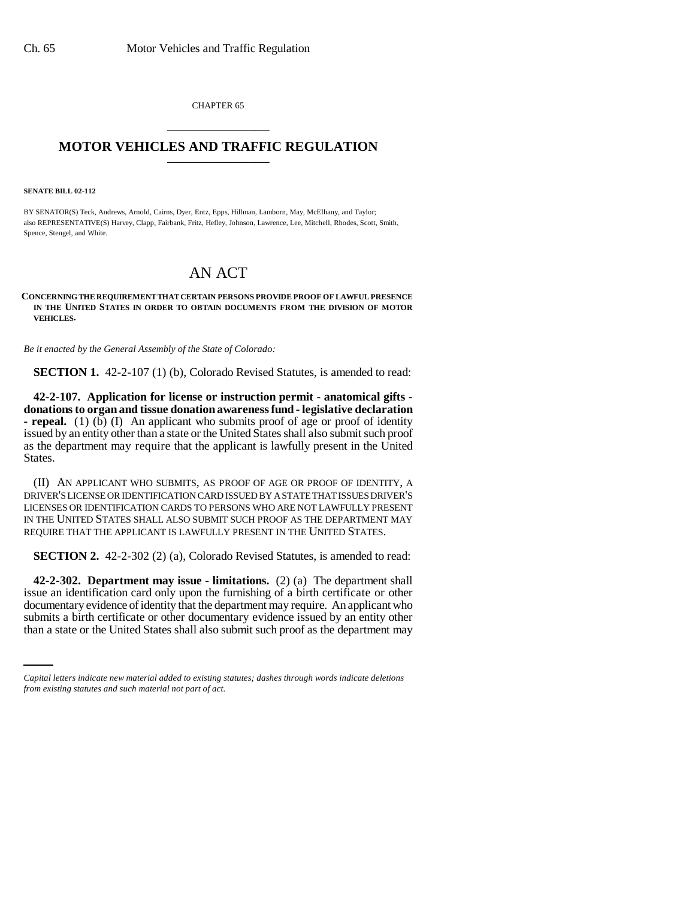CHAPTER 65

## MOTOR VEHICLES AND TRAFFIC REGULATION

**SENATE BILL 02-112**

BY SENATOR(S) Teck, Andrews, Arnold, Cairns, Dyer, Entz, Epps, Hillman, Lamborn, May, McElhany, and Taylor;
also REPRESENTATIVE(S) Harvey, Clapp, Fairbank, Fritz, Hefley, Johnson, Lawrence, Lee, Mitchell, Rhodes, Scott, Smith, Spence, Stengel, and White.

# AN ACT

**CONCERNING THE REQUIREMENT THAT CERTAIN PERSONS PROVIDE PROOF OF LAWFUL PRESENCE IN THE UNITED STATES IN ORDER TO OBTAIN DOCUMENTS FROM THE DIVISION OF MOTOR VEHICLES.**

*Be it enacted by the General Assembly of the State of Colorado:*

**SECTION 1.** 42-2-107 (1) (b), Colorado Revised Statutes, is amended to read:

**42-2-107. Application for license or instruction permit - anatomical gifts - donations to organ and tissue donation awareness fund - legislative declaration - repeal.** (1) (b) (I) An applicant who submits proof of age or proof of identity issued by an entity other than a state or the United States shall also submit such proof as the department may require that the applicant is lawfully present in the United States.

(II) AN APPLICANT WHO SUBMITS, AS PROOF OF AGE OR PROOF OF IDENTITY, A DRIVER'S LICENSE OR IDENTIFICATION CARD ISSUED BY A STATE THAT ISSUES DRIVER'S LICENSES OR IDENTIFICATION CARDS TO PERSONS WHO ARE NOT LAWFULLY PRESENT IN THE UNITED STATES SHALL ALSO SUBMIT SUCH PROOF AS THE DEPARTMENT MAY REQUIRE THAT THE APPLICANT IS LAWFULLY PRESENT IN THE UNITED STATES.

**SECTION 2.** 42-2-302 (2) (a), Colorado Revised Statutes, is amended to read:

**42-2-302. Department may issue - limitations.** (2) (a) The department shall issue an identification card only upon the furnishing of a birth certificate or other documentary evidence of identity that the department may require. An applicant who submits a birth certificate or other documentary evidence issued by an entity other than a state or the United States shall also submit such proof as the department may

*Capital letters indicate new material added to existing statutes; dashes through words indicate deletions from existing statutes and such material not part of act.*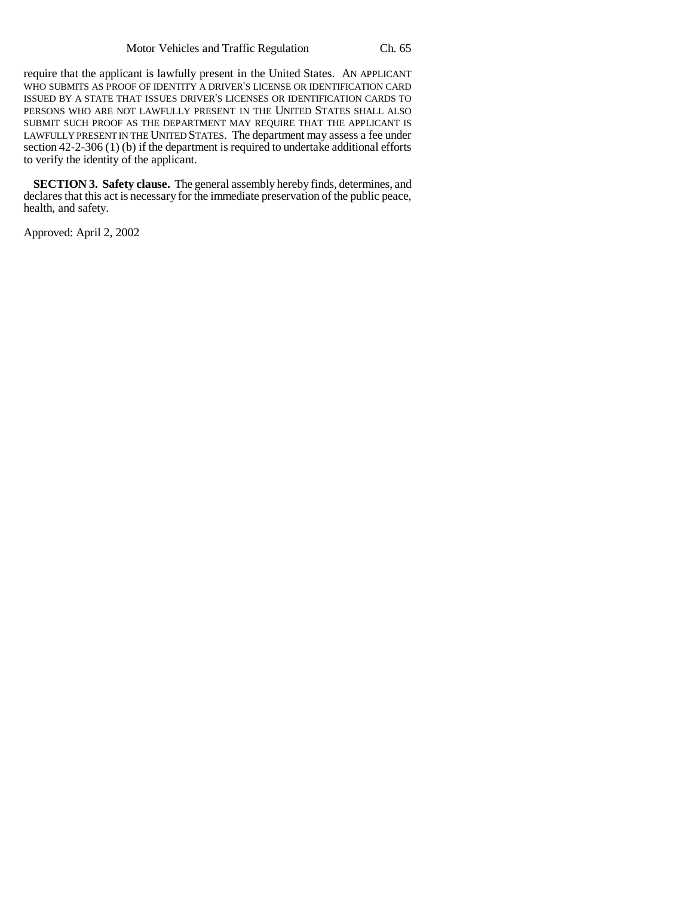require that the applicant is lawfully present in the United States. AN APPLICANT WHO SUBMITS AS PROOF OF IDENTITY A DRIVER'S LICENSE OR IDENTIFICATION CARD ISSUED BY A STATE THAT ISSUES DRIVER'S LICENSES OR IDENTIFICATION CARDS TO PERSONS WHO ARE NOT LAWFULLY PRESENT IN THE UNITED STATES SHALL ALSO SUBMIT SUCH PROOF AS THE DEPARTMENT MAY REQUIRE THAT THE APPLICANT IS LAWFULLY PRESENT IN THE UNITED STATES. The department may assess a fee under section 42-2-306 (1) (b) if the department is required to undertake additional efforts to verify the identity of the applicant.

**SECTION 3. Safety clause.** The general assembly hereby finds, determines, and declares that this act is necessary for the immediate preservation of the public peace, health, and safety.

Approved: April 2, 2002